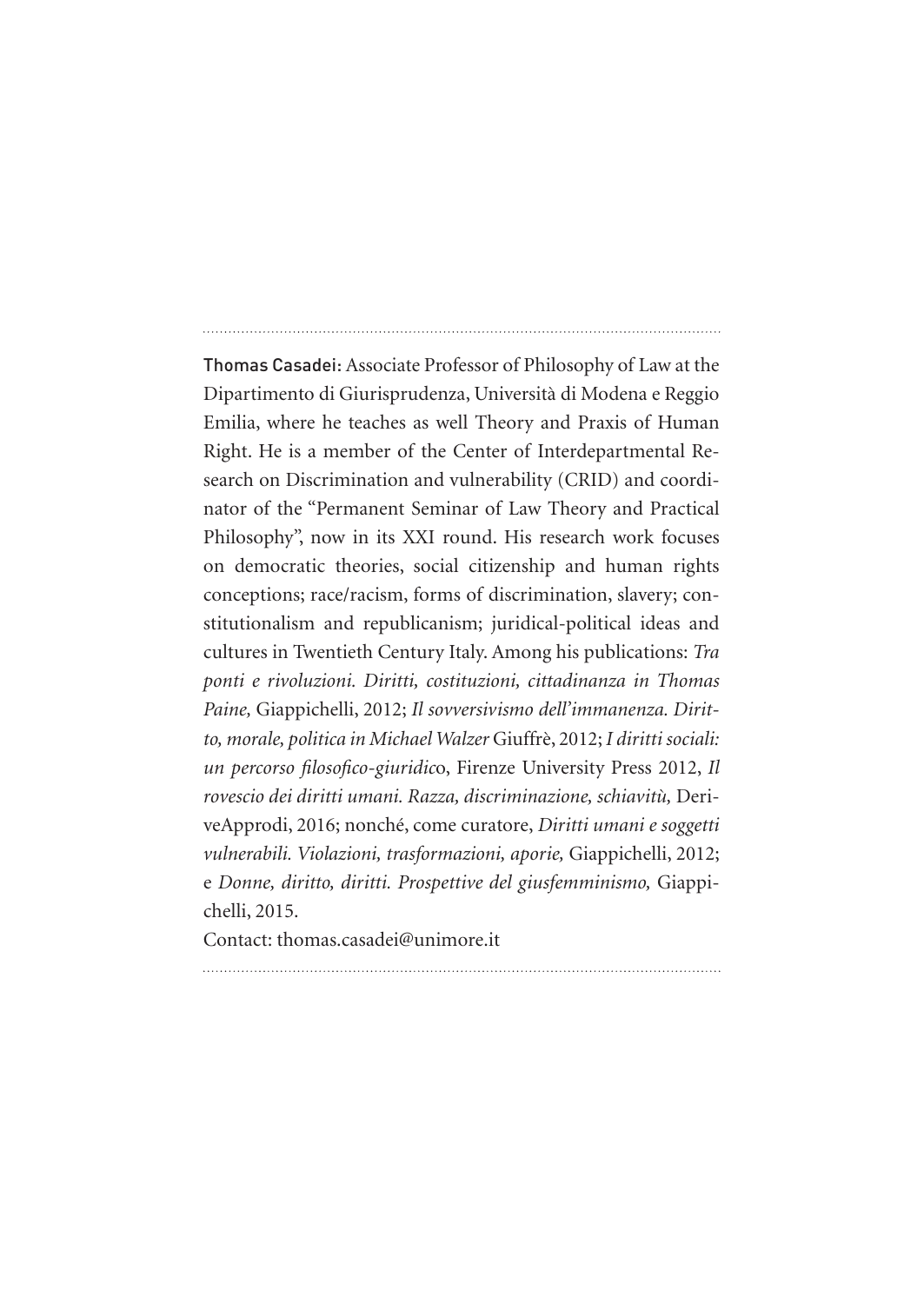**Thomas Casadei:** Associate Professor of Philosophy of Law at the Dipartimento di Giurisprudenza, Università di Modena e Reggio Emilia, where he teaches as well Theory and Praxis of Human Right. He is a member of the Center of Interdepartmental Research on Discrimination and vulnerability (CRID) and coordinator of the "Permanent Seminar of Law Theory and Practical Philosophy", now in its XXI round. His research work focuses on democratic theories, social citizenship and human rights conceptions; race/racism, forms of discrimination, slavery; constitutionalism and republicanism; juridical-political ideas and cultures in Twentieth Century Italy. Among his publications: *Tra ponti e rivoluzioni. Diritti, costituzioni, cittadinanza in Thomas Paine,* Giappichelli, 2012; *Il sovversivismo dell'immanenza. Diritto, morale, politica in Michael Walzer* Giuffrè, 2012; *I diritti sociali: un percorso filosofico-giuridic*o, Firenze University Press 2012, *Il rovescio dei diritti umani. Razza, discriminazione, schiavitù,* DeriveApprodi, 2016; nonché, come curatore, *Diritti umani e soggetti vulnerabili. Violazioni, trasformazioni, aporie,* Giappichelli, 2012; e *Donne, diritto, diritti. Prospettive del giusfemminismo,* Giappichelli, 2015.

Contact: thomas.casadei@unimore.it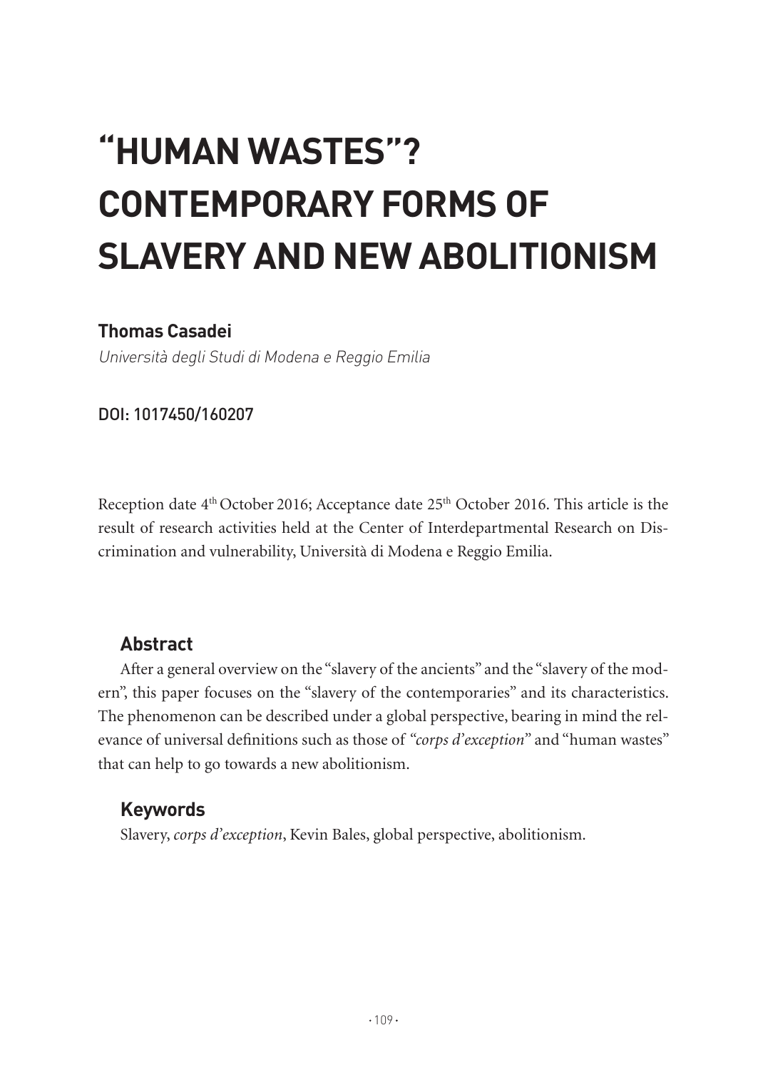# "HUMAN WASTES"? CONTEMPORARY FORMS OF SLAVERY AND NEW ABOLITIONISM

**Thomas Casadei**

*Università degli Studi di Modena e Reggio Emilia*

DOI: 1017450/160207

Reception date 4th October 2016; Acceptance date 25th October 2016. This article is the result of research activities held at the Center of Interdepartmental Research on Discrimination and vulnerability, Università di Modena e Reggio Emilia.

## Abstract

After a general overview on the "slavery of the ancients" and the "slavery of the modern", this paper focuses on the "slavery of the contemporaries" and its characteristics. The phenomenon can be described under a global perspective, bearing in mind the relevance of universal definitions such as those of "*corps d'exception*" and "human wastes" that can help to go towards a new abolitionism.

## Keywords

Slavery, *corps d'exception*, Kevin Bales, global perspective, abolitionism.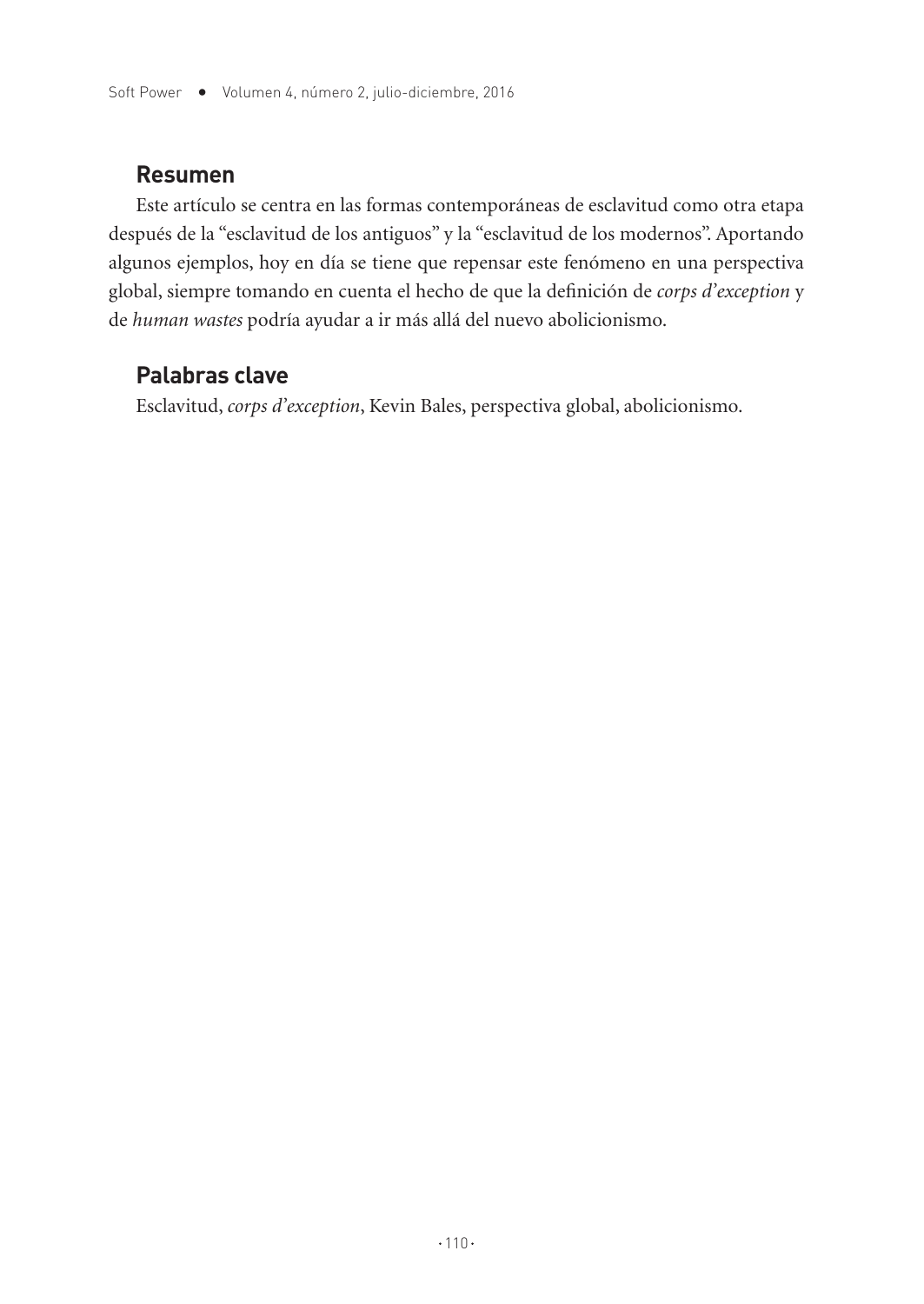## Resumen

Este artículo se centra en las formas contemporáneas de esclavitud como otra etapa después de la "esclavitud de los antiguos" y la "esclavitud de los modernos". Aportando algunos ejemplos, hoy en día se tiene que repensar este fenómeno en una perspectiva global, siempre tomando en cuenta el hecho de que la definición de *corps d'exception* y de *human wastes* podría ayudar a ir más allá del nuevo abolicionismo.

## Palabras clave

Esclavitud, *corps d'exception*, Kevin Bales, perspectiva global, abolicionismo.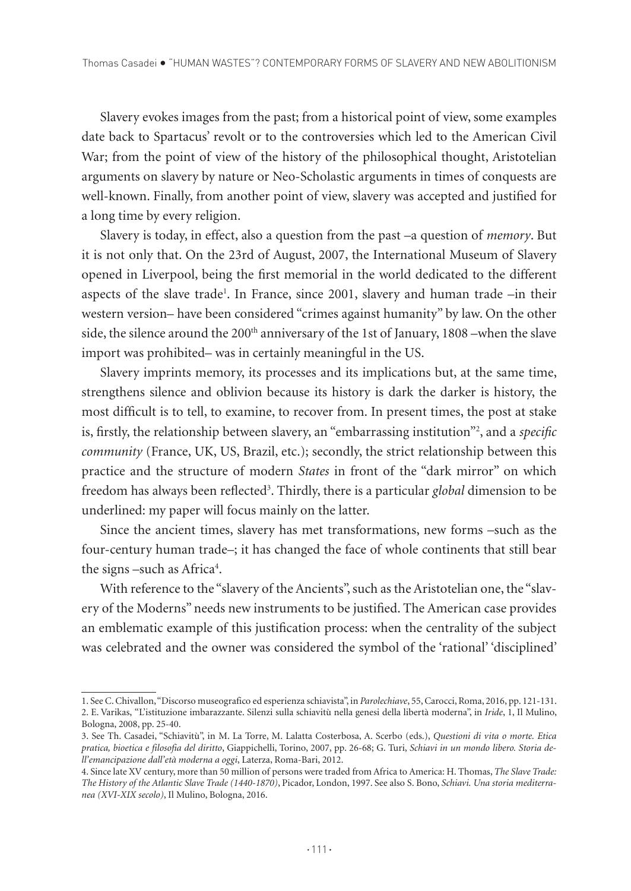Slavery evokes images from the past; from a historical point of view, some examples date back to Spartacus' revolt or to the controversies which led to the American Civil War; from the point of view of the history of the philosophical thought, Aristotelian arguments on slavery by nature or Neo-Scholastic arguments in times of conquests are well-known. Finally, from another point of view, slavery was accepted and justified for a long time by every religion.

Slavery is today, in effect, also a question from the past –a question of *memory*. But it is not only that. On the 23rd of August, 2007, the International Museum of Slavery opened in Liverpool, being the first memorial in the world dedicated to the different aspects of the slave trade[1]. In France, since 2001, slavery and human trade –in their western version– have been considered "crimes against humanity" by law. On the other side, the silence around the 200th anniversary of the 1st of January, 1808 –when the slave import was prohibited– was in certainly meaningful in the US.

Slavery imprints memory, its processes and its implications but, at the same time, strengthens silence and oblivion because its history is dark the darker is history, the most difficult is to tell, to examine, to recover from. In present times, the post at stake is, firstly, the relationship between slavery, an "embarrassing institution"[2], and a *specific community* (France, UK, US, Brazil, etc.); secondly, the strict relationship between this practice and the structure of modern *States* in front of the "dark mirror" on which freedom has always been reflected[3]. Thirdly, there is a particular *global* dimension to be underlined: my paper will focus mainly on the latter.

Since the ancient times, slavery has met transformations, new forms –such as the four-century human trade–; it has changed the face of whole continents that still bear the signs –such as Africa[4].

With reference to the "slavery of the Ancients", such as the Aristotelian one, the "slavery of the Moderns" needs new instruments to be justified. The American case provides an emblematic example of this justification process: when the centrality of the subject was celebrated and the owner was considered the symbol of the 'rational' 'disciplined'

---

1. See C. Chivallon, "Discorso museografico ed esperienza schiavista", in *Parolechiave*, 55, Carocci, Roma, 2016, pp. 121-131.
2. E. Varikas, "L'istituzione imbarazzante. Silenzi sulla schiavitù nella genesi della libertà moderna", in *Iride*, 1, Il Mulino, Bologna, 2008, pp. 25-40.
3. See Th. Casadei, "Schiavitù", in M. La Torre, M. Lalatta Costerbosa, A. Scerbo (eds.), *Questioni di vita o morte. Etica pratica, bioetica e filosofia del diritto*, Giappichelli, Torino, 2007, pp. 26-68; G. Turi, *Schiavi in un mondo libero. Storia dell'emancipazione dall'età moderna a oggi*, Laterza, Roma-Bari, 2012.
4. Since late XV century, more than 50 million of persons were traded from Africa to America: H. Thomas, *The Slave Trade: The History of the Atlantic Slave Trade (1440-1870)*, Picador, London, 1997. See also S. Bono, *Schiavi. Una storia mediterranea (XVI-XIX secolo)*, Il Mulino, Bologna, 2016.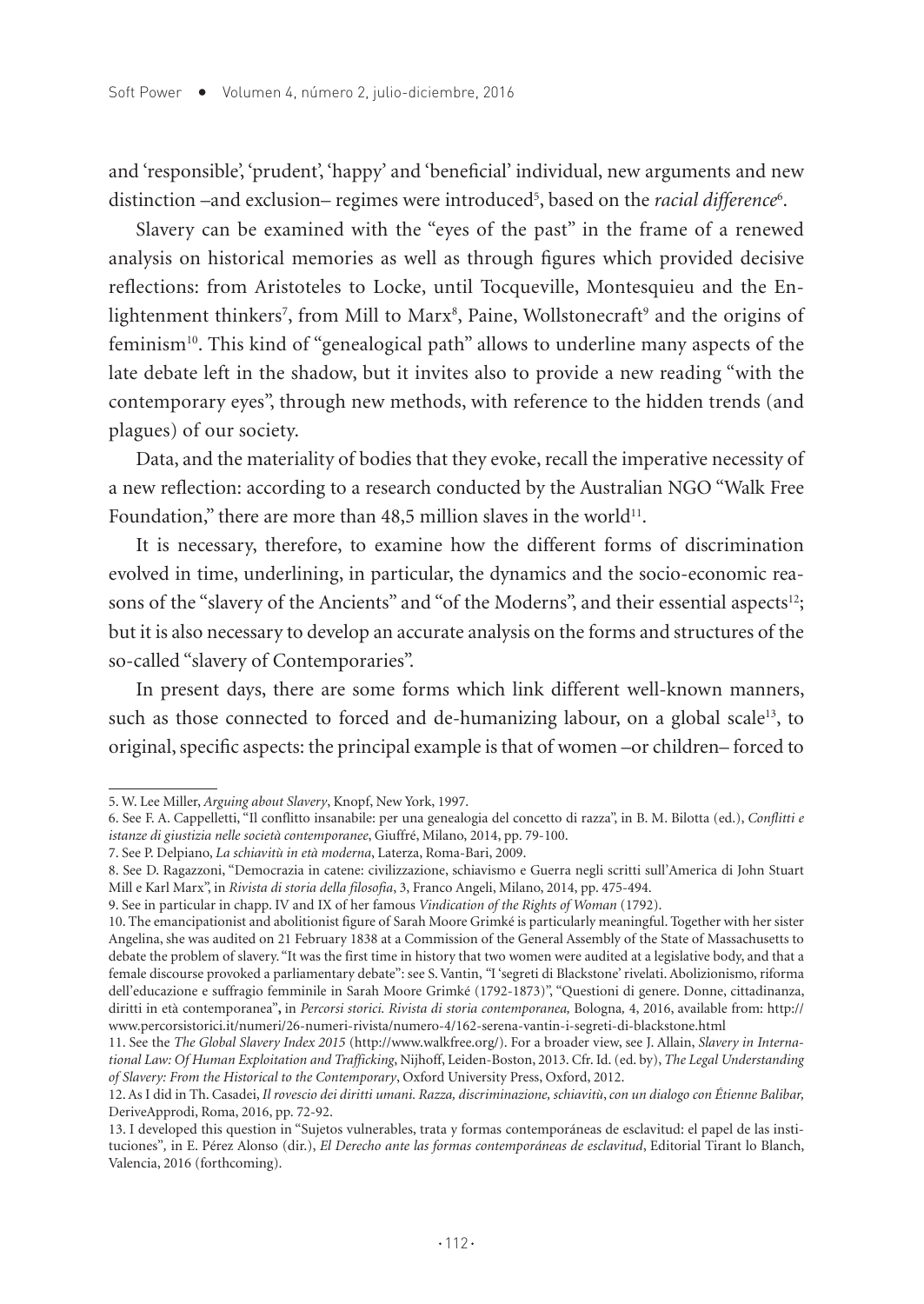and 'responsible', 'prudent', 'happy' and 'beneficial' individual, new arguments and new distinction –and exclusion– regimes were introduced[5], based on the *racial difference*[6].

Slavery can be examined with the "eyes of the past" in the frame of a renewed analysis on historical memories as well as through figures which provided decisive reflections: from Aristoteles to Locke, until Tocqueville, Montesquieu and the Enlightenment thinkers[7], from Mill to Marx[8], Paine, Wollstonecraft[9] and the origins of feminism[10]. This kind of "genealogical path" allows to underline many aspects of the late debate left in the shadow, but it invites also to provide a new reading "with the contemporary eyes", through new methods, with reference to the hidden trends (and plagues) of our society.

Data, and the materiality of bodies that they evoke, recall the imperative necessity of a new reflection: according to a research conducted by the Australian NGO "Walk Free Foundation," there are more than 48,5 million slaves in the world[11].

It is necessary, therefore, to examine how the different forms of discrimination evolved in time, underlining, in particular, the dynamics and the socio-economic reasons of the "slavery of the Ancients" and "of the Moderns", and their essential aspects[12]; but it is also necessary to develop an accurate analysis on the forms and structures of the so-called "slavery of Contemporaries".

In present days, there are some forms which link different well-known manners, such as those connected to forced and de-humanizing labour, on a global scale[13], to original, specific aspects: the principal example is that of women –or children– forced to

---

5. W. Lee Miller, *Arguing about Slavery*, Knopf, New York, 1997.

6. See F. A. Cappelletti, "Il conflitto insanabile: per una genealogia del concetto di razza", in B. M. Bilotta (ed.), *Conflitti e istanze di giustizia nelle società contemporanee*, Giuffré, Milano, 2014, pp. 79-100.

7. See P. Delpiano, *La schiavitù in età moderna*, Laterza, Roma-Bari, 2009.

8. See D. Ragazzoni, "Democrazia in catene: civilizzazione, schiavismo e Guerra negli scritti sull'America di John Stuart Mill e Karl Marx", in *Rivista di storia della filosofia*, 3, Franco Angeli, Milano, 2014, pp. 475-494.

9. See in particular in chapp. IV and IX of her famous *Vindication of the Rights of Woman* (1792).

10. The emancipationist and abolitionist figure of Sarah Moore Grimké is particularly meaningful. Together with her sister Angelina, she was audited on 21 February 1838 at a Commission of the General Assembly of the State of Massachusetts to debate the problem of slavery. "It was the first time in history that two women were audited at a legislative body, and that a female discourse provoked a parliamentary debate": see S. Vantin, "I 'segreti di Blackstone' rivelati. Abolizionismo, riforma dell'educazione e suffragio femminile in Sarah Moore Grimké (1792-1873)", "Questioni di genere. Donne, cittadinanza, diritti in età contemporanea", in *Percorsi storici. Rivista di storia contemporanea,* Bologna, 4, 2016, available from: http://www.percorsistorici.it/numeri/26-numeri-rivista/numero-4/162-serena-vantin-i-segreti-di-blackstone.html

11. See the *The Global Slavery Index 2015* (http://www.walkfree.org/). For a broader view, see J. Allain, *Slavery in International Law: Of Human Exploitation and Trafficking*, Nijhoff, Leiden-Boston, 2013. Cfr. Id. (ed. by), *The Legal Understanding of Slavery: From the Historical to the Contemporary*, Oxford University Press, Oxford, 2012.

12. As I did in Th. Casadei, *Il rovescio dei diritti umani. Razza, discriminazione, schiavitù*, *con un dialogo con Étienne Balibar,* DeriveApprodi, Roma, 2016, pp. 72-92.

13. I developed this question in "Sujetos vulnerables, trata y formas contemporáneas de esclavitud: el papel de las instituciones", in E. Pérez Alonso (dir.), *El Derecho ante las formas contemporáneas de esclavitud*, Editorial Tirant lo Blanch, Valencia, 2016 (forthcoming).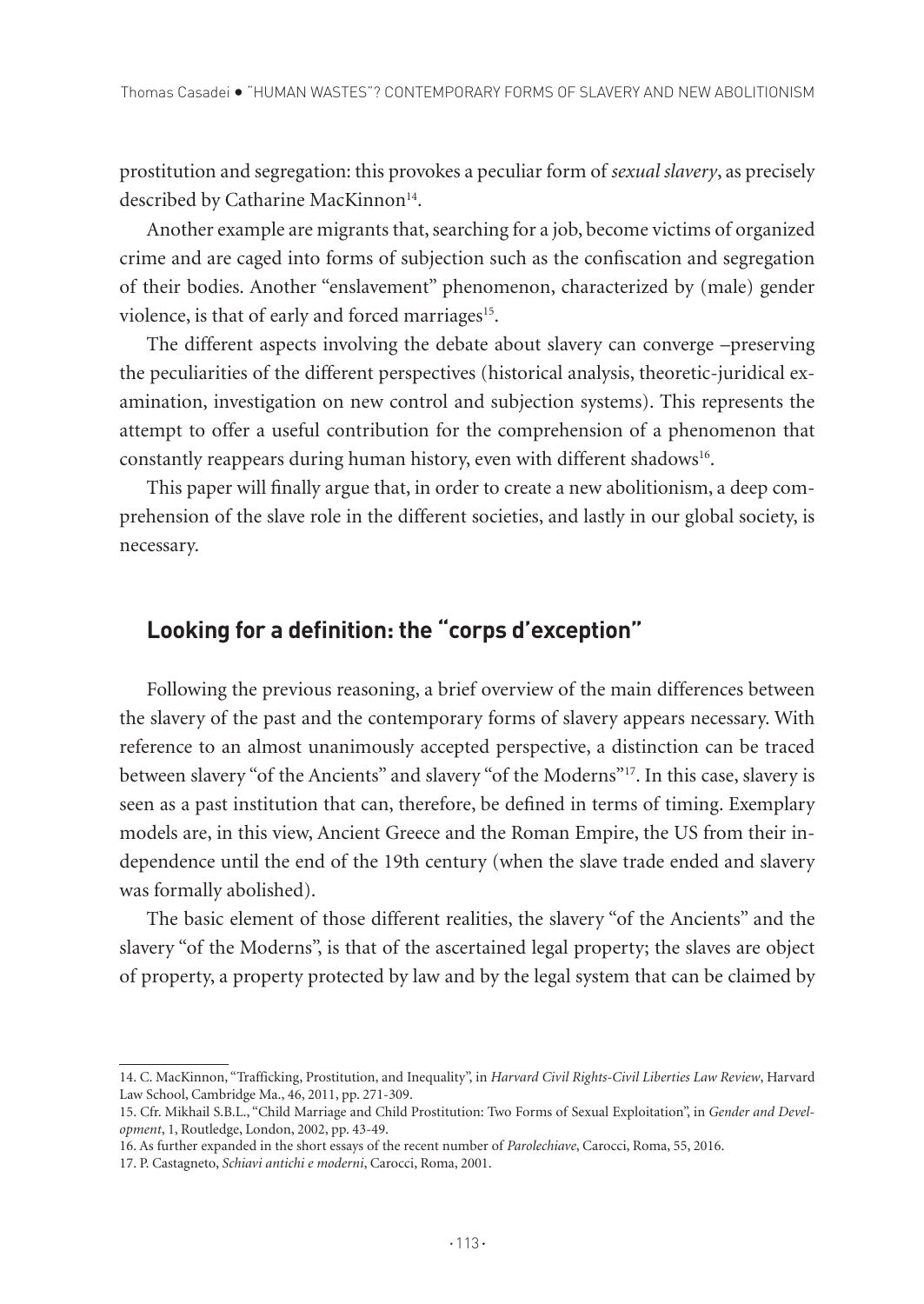prostitution and segregation: this provokes a peculiar form of *sexual slavery*, as precisely described by Catharine MacKinnon[14].

Another example are migrants that, searching for a job, become victims of organized crime and are caged into forms of subjection such as the confiscation and segregation of their bodies. Another "enslavement" phenomenon, characterized by (male) gender violence, is that of early and forced marriages[15].

The different aspects involving the debate about slavery can converge –preserving the peculiarities of the different perspectives (historical analysis, theoretic-juridical examination, investigation on new control and subjection systems). This represents the attempt to offer a useful contribution for the comprehension of a phenomenon that constantly reappears during human history, even with different shadows[16].

This paper will finally argue that, in order to create a new abolitionism, a deep comprehension of the slave role in the different societies, and lastly in our global society, is necessary.

## Looking for a definition: the "corps d'exception"

Following the previous reasoning, a brief overview of the main differences between the slavery of the past and the contemporary forms of slavery appears necessary. With reference to an almost unanimously accepted perspective, a distinction can be traced between slavery "of the Ancients" and slavery "of the Moderns"[17]. In this case, slavery is seen as a past institution that can, therefore, be defined in terms of timing. Exemplary models are, in this view, Ancient Greece and the Roman Empire, the US from their independence until the end of the 19th century (when the slave trade ended and slavery was formally abolished).

The basic element of those different realities, the slavery "of the Ancients" and the slavery "of the Moderns", is that of the ascertained legal property; the slaves are object of property, a property protected by law and by the legal system that can be claimed by

---

14. C. MacKinnon, "Trafficking, Prostitution, and Inequality", in *Harvard Civil Rights-Civil Liberties Law Review*, Harvard Law School, Cambridge Ma., 46, 2011, pp. 271-309.

15. Cfr. Mikhail S.B.L., "Child Marriage and Child Prostitution: Two Forms of Sexual Exploitation", in *Gender and Development*, 1, Routledge, London, 2002, pp. 43-49.

16. As further expanded in the short essays of the recent number of *Parolechiave*, Carocci, Roma, 55, 2016.

17. P. Castagneto, *Schiavi antichi e moderni*, Carocci, Roma, 2001.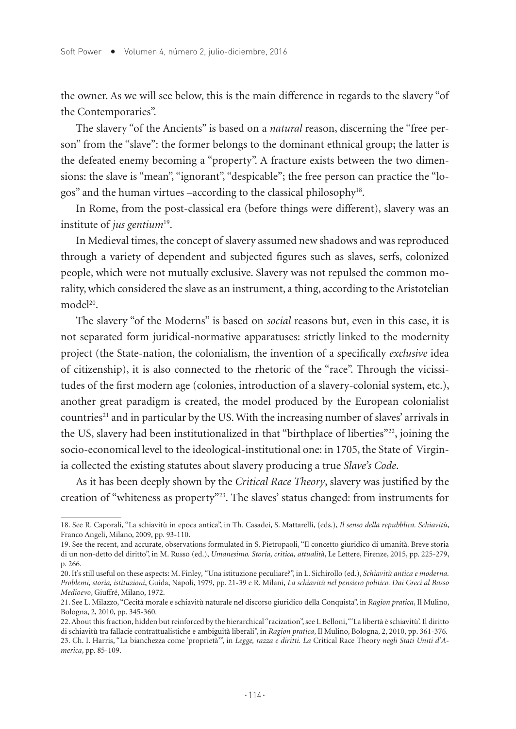the owner. As we will see below, this is the main difference in regards to the slavery "of the Contemporaries".

The slavery "of the Ancients" is based on a *natural* reason, discerning the "free person" from the "slave": the former belongs to the dominant ethnical group; the latter is the defeated enemy becoming a "property". A fracture exists between the two dimensions: the slave is "mean", "ignorant", "despicable"; the free person can practice the "logos" and the human virtues –according to the classical philosophy[18].

In Rome, from the post-classical era (before things were different), slavery was an institute of *jus gentium*[19].

In Medieval times, the concept of slavery assumed new shadows and was reproduced through a variety of dependent and subjected figures such as slaves, serfs, colonized people, which were not mutually exclusive. Slavery was not repulsed the common morality, which considered the slave as an instrument, a thing, according to the Aristotelian model[20].

The slavery "of the Moderns" is based on *social* reasons but, even in this case, it is not separated form juridical-normative apparatuses: strictly linked to the modernity project (the State-nation, the colonialism, the invention of a specifically *exclusive* idea of citizenship), it is also connected to the rhetoric of the "race". Through the vicissitudes of the first modern age (colonies, introduction of a slavery-colonial system, etc.), another great paradigm is created, the model produced by the European colonialist countries[21] and in particular by the US. With the increasing number of slaves' arrivals in the US, slavery had been institutionalized in that "birthplace of liberties"[22], joining the socio-economical level to the ideological-institutional one: in 1705, the State of Virginia collected the existing statutes about slavery producing a true *Slave's Code*.

As it has been deeply shown by the *Critical Race Theory*, slavery was justified by the creation of "whiteness as property"[23]. The slaves' status changed: from instruments for

---

18. See R. Caporali, "La schiavitù in epoca antica", in Th. Casadei, S. Mattarelli, (eds.), *Il senso della repubblica. Schiavitù*, Franco Angeli, Milano, 2009, pp. 93-110.

19. See the recent, and accurate, observations formulated in S. Pietropaoli, "Il concetto giuridico di umanità. Breve storia di un non-detto del diritto", in M. Russo (ed.), *Umanesimo. Storia, critica, attualità*, Le Lettere, Firenze, 2015, pp. 225-279, p. 266.

20. It's still useful on these aspects: M. Finley, "Una istituzione peculiare?", in L. Sichirollo (ed.), *Schiavitù antica e moderna. Problemi, storia, istituzioni*, Guida, Napoli, 1979, pp. 21-39 e R. Milani, *La schiavitù nel pensiero politico. Dai Greci al Basso Medioevo*, Giuffré, Milano, 1972.

21. See L. Milazzo, "Cecità morale e schiavitù naturale nel discorso giuridico della Conquista", in *Ragion pratica*, Il Mulino, Bologna, 2, 2010, pp. 345-360.

22. About this fraction, hidden but reinforced by the hierarchical "racization", see I. Belloni, "'La libertà è schiavitù'. Il diritto di schiavitù tra fallacie contrattualistiche e ambiguità liberali", in *Ragion pratica*, Il Mulino, Bologna, 2, 2010, pp. 361-376.

23. Ch. I. Harris, "La bianchezza come 'proprietà'", in *Legge, razza e diritti. La* Critical Race Theory *negli Stati Uniti d'America*, pp. 85-109.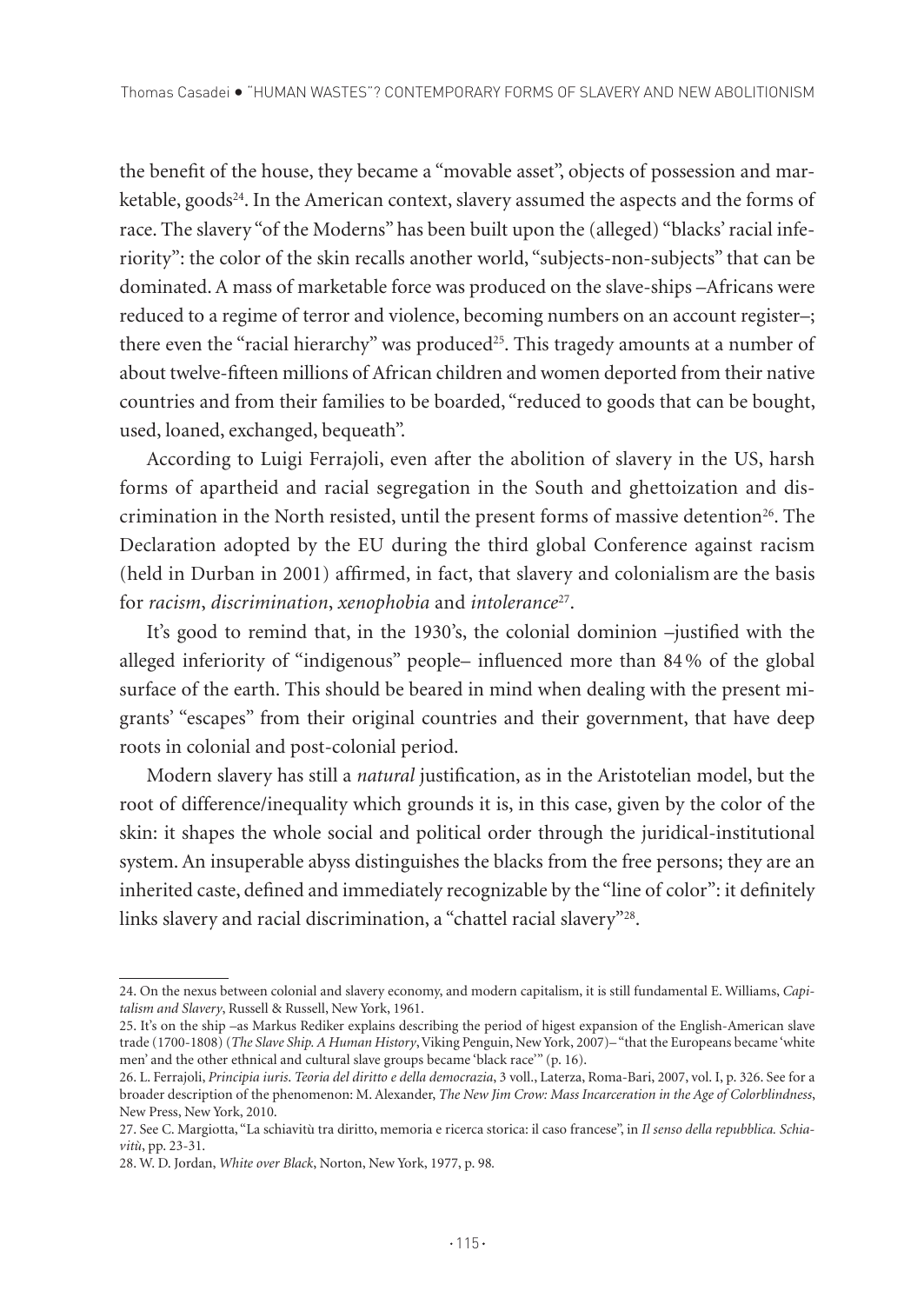the benefit of the house, they became a "movable asset", objects of possession and marketable, goods[24]. In the American context, slavery assumed the aspects and the forms of race. The slavery "of the Moderns" has been built upon the (alleged) "blacks' racial inferiority": the color of the skin recalls another world, "subjects-non-subjects" that can be dominated. A mass of marketable force was produced on the slave-ships –Africans were reduced to a regime of terror and violence, becoming numbers on an account register–; there even the "racial hierarchy" was produced[25]. This tragedy amounts at a number of about twelve-fifteen millions of African children and women deported from their native countries and from their families to be boarded, "reduced to goods that can be bought, used, loaned, exchanged, bequeath".

According to Luigi Ferrajoli, even after the abolition of slavery in the US, harsh forms of apartheid and racial segregation in the South and ghettoization and discrimination in the North resisted, until the present forms of massive detention[26]. The Declaration adopted by the EU during the third global Conference against racism (held in Durban in 2001) affirmed, in fact, that slavery and colonialism are the basis for *racism*, *discrimination*, *xenophobia* and *intolerance*[27].

It's good to remind that, in the 1930's, the colonial dominion –justified with the alleged inferiority of "indigenous" people– influenced more than 84 % of the global surface of the earth. This should be beared in mind when dealing with the present migrants' "escapes" from their original countries and their government, that have deep roots in colonial and post-colonial period.

Modern slavery has still a *natural* justification, as in the Aristotelian model, but the root of difference/inequality which grounds it is, in this case, given by the color of the skin: it shapes the whole social and political order through the juridical-institutional system. An insuperable abyss distinguishes the blacks from the free persons; they are an inherited caste, defined and immediately recognizable by the "line of color": it definitely links slavery and racial discrimination, a "chattel racial slavery"[28].

---

24. On the nexus between colonial and slavery economy, and modern capitalism, it is still fundamental E. Williams, *Capitalism and Slavery*, Russell & Russell, New York, 1961.

25. It's on the ship –as Markus Rediker explains describing the period of higest expansion of the English-American slave trade (1700-1808) (*The Slave Ship. A Human History*, Viking Penguin, New York, 2007)– "that the Europeans became 'white men' and the other ethnical and cultural slave groups became 'black race'" (p. 16).

26. L. Ferrajoli, *Principia iuris. Teoria del diritto e della democrazia*, 3 voll., Laterza, Roma-Bari, 2007, vol. I, p. 326. See for a broader description of the phenomenon: M. Alexander, *The New Jim Crow: Mass Incarceration in the Age of Colorblindness*, New Press, New York, 2010.

27. See C. Margiotta, "La schiavitù tra diritto, memoria e ricerca storica: il caso francese", in *Il senso della repubblica. Schiavitù*, pp. 23-31.

28. W. D. Jordan, *White over Black*, Norton, New York, 1977, p. 98.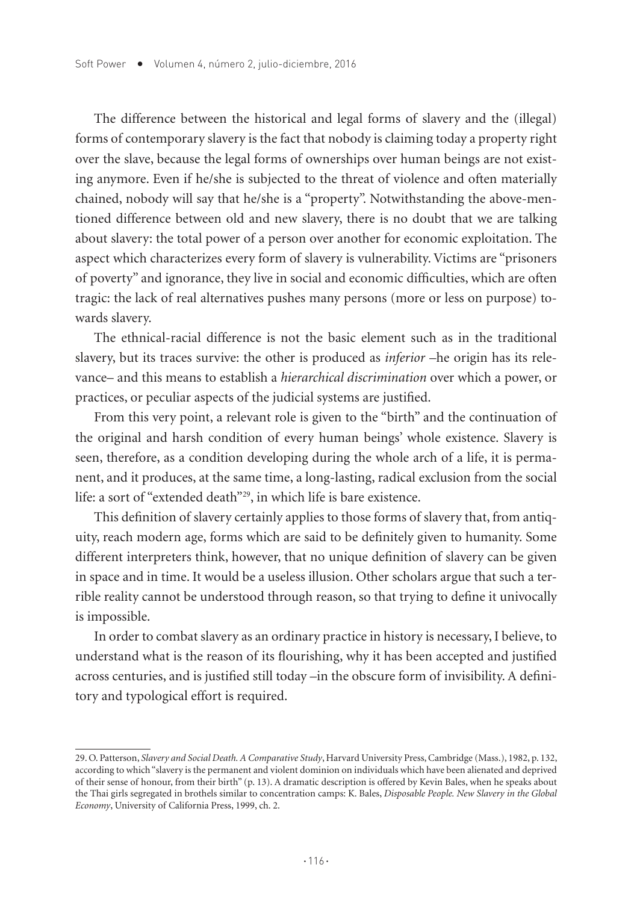The difference between the historical and legal forms of slavery and the (illegal) forms of contemporary slavery is the fact that nobody is claiming today a property right over the slave, because the legal forms of ownerships over human beings are not existing anymore. Even if he/she is subjected to the threat of violence and often materially chained, nobody will say that he/she is a "property". Notwithstanding the above-mentioned difference between old and new slavery, there is no doubt that we are talking about slavery: the total power of a person over another for economic exploitation. The aspect which characterizes every form of slavery is vulnerability. Victims are "prisoners of poverty" and ignorance, they live in social and economic difficulties, which are often tragic: the lack of real alternatives pushes many persons (more or less on purpose) towards slavery.

The ethnical-racial difference is not the basic element such as in the traditional slavery, but its traces survive: the other is produced as *inferior* –he origin has its relevance– and this means to establish a *hierarchical discrimination* over which a power, or practices, or peculiar aspects of the judicial systems are justified.

From this very point, a relevant role is given to the "birth" and the continuation of the original and harsh condition of every human beings' whole existence. Slavery is seen, therefore, as a condition developing during the whole arch of a life, it is permanent, and it produces, at the same time, a long-lasting, radical exclusion from the social life: a sort of "extended death"[29], in which life is bare existence.

This definition of slavery certainly applies to those forms of slavery that, from antiquity, reach modern age, forms which are said to be definitely given to humanity. Some different interpreters think, however, that no unique definition of slavery can be given in space and in time. It would be a useless illusion. Other scholars argue that such a terrible reality cannot be understood through reason, so that trying to define it univocally is impossible.

In order to combat slavery as an ordinary practice in history is necessary, I believe, to understand what is the reason of its flourishing, why it has been accepted and justified across centuries, and is justified still today –in the obscure form of invisibility. A definitory and typological effort is required.

---

29. O. Patterson, *Slavery and Social Death. A Comparative Study*, Harvard University Press, Cambridge (Mass.), 1982, p. 132, according to which "slavery is the permanent and violent dominion on individuals which have been alienated and deprived of their sense of honour, from their birth" (p. 13). A dramatic description is offered by Kevin Bales, when he speaks about the Thai girls segregated in brothels similar to concentration camps: K. Bales, *Disposable People. New Slavery in the Global Economy*, University of California Press, 1999, ch. 2.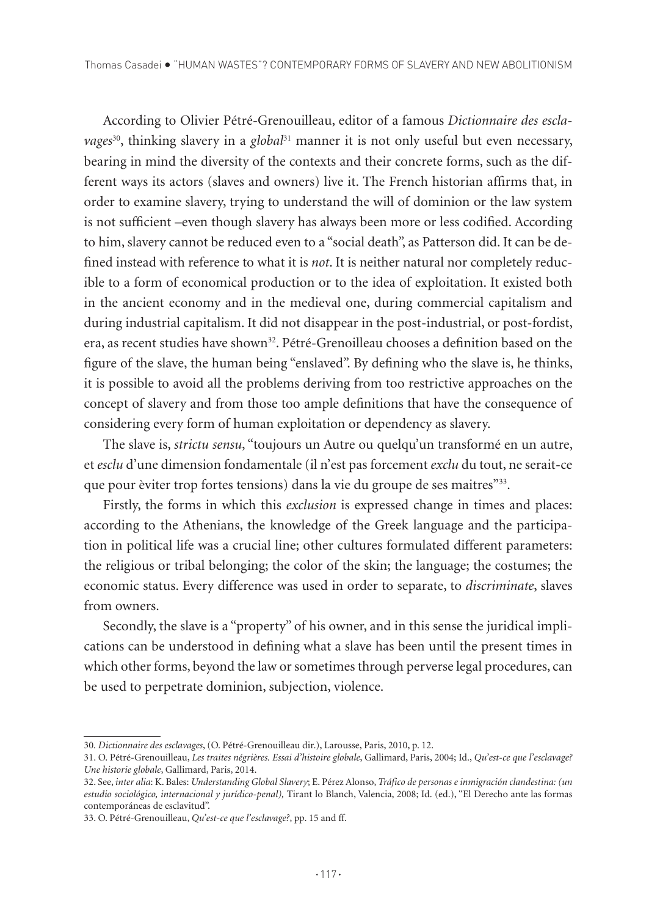According to Olivier Pétré-Grenouilleau, editor of a famous *Dictionnaire des esclavages*[30], thinking slavery in a *global*[31] manner it is not only useful but even necessary, bearing in mind the diversity of the contexts and their concrete forms, such as the different ways its actors (slaves and owners) live it. The French historian affirms that, in order to examine slavery, trying to understand the will of dominion or the law system is not sufficient –even though slavery has always been more or less codified. According to him, slavery cannot be reduced even to a "social death", as Patterson did. It can be defined instead with reference to what it is *not*. It is neither natural nor completely reducible to a form of economical production or to the idea of exploitation. It existed both in the ancient economy and in the medieval one, during commercial capitalism and during industrial capitalism. It did not disappear in the post-industrial, or post-fordist, era, as recent studies have shown[32]. Pétré-Grenoilleau chooses a definition based on the figure of the slave, the human being "enslaved". By defining who the slave is, he thinks, it is possible to avoid all the problems deriving from too restrictive approaches on the concept of slavery and from those too ample definitions that have the consequence of considering every form of human exploitation or dependency as slavery.

The slave is, *strictu sensu*, "toujours un Autre ou quelqu'un transformé en un autre, et *esclu* d'une dimension fondamentale (il n'est pas forcement *exclu* du tout, ne serait-ce que pour èviter trop fortes tensions) dans la vie du groupe de ses maitres"[33].

Firstly, the forms in which this *exclusion* is expressed change in times and places: according to the Athenians, the knowledge of the Greek language and the participation in political life was a crucial line; other cultures formulated different parameters: the religious or tribal belonging; the color of the skin; the language; the costumes; the economic status. Every difference was used in order to separate, to *discriminate*, slaves from owners.

Secondly, the slave is a "property" of his owner, and in this sense the juridical implications can be understood in defining what a slave has been until the present times in which other forms, beyond the law or sometimes through perverse legal procedures, can be used to perpetrate dominion, subjection, violence.

---

30. *Dictionnaire des esclavages*, (O. Pétré-Grenouilleau dir.), Larousse, Paris, 2010, p. 12.

31. O. Pétré-Grenouilleau, *Les traites négrières. Essai d'histoire globale*, Gallimard, Paris, 2004; Id., *Qu'est-ce que l'esclavage? Une historie globale*, Gallimard, Paris, 2014.

32. See, *inter alia*: K. Bales: *Understanding Global Slavery*; E. Pérez Alonso, *Tráfico de personas e inmigración clandestina: (un estudio sociológico, internacional y jurídico-penal),* Tirant lo Blanch, Valencia, 2008; Id. (ed.), "El Derecho ante las formas contemporáneas de esclavitud".

33. O. Pétré-Grenouilleau, *Qu'est-ce que l'esclavage?*, pp. 15 and ff.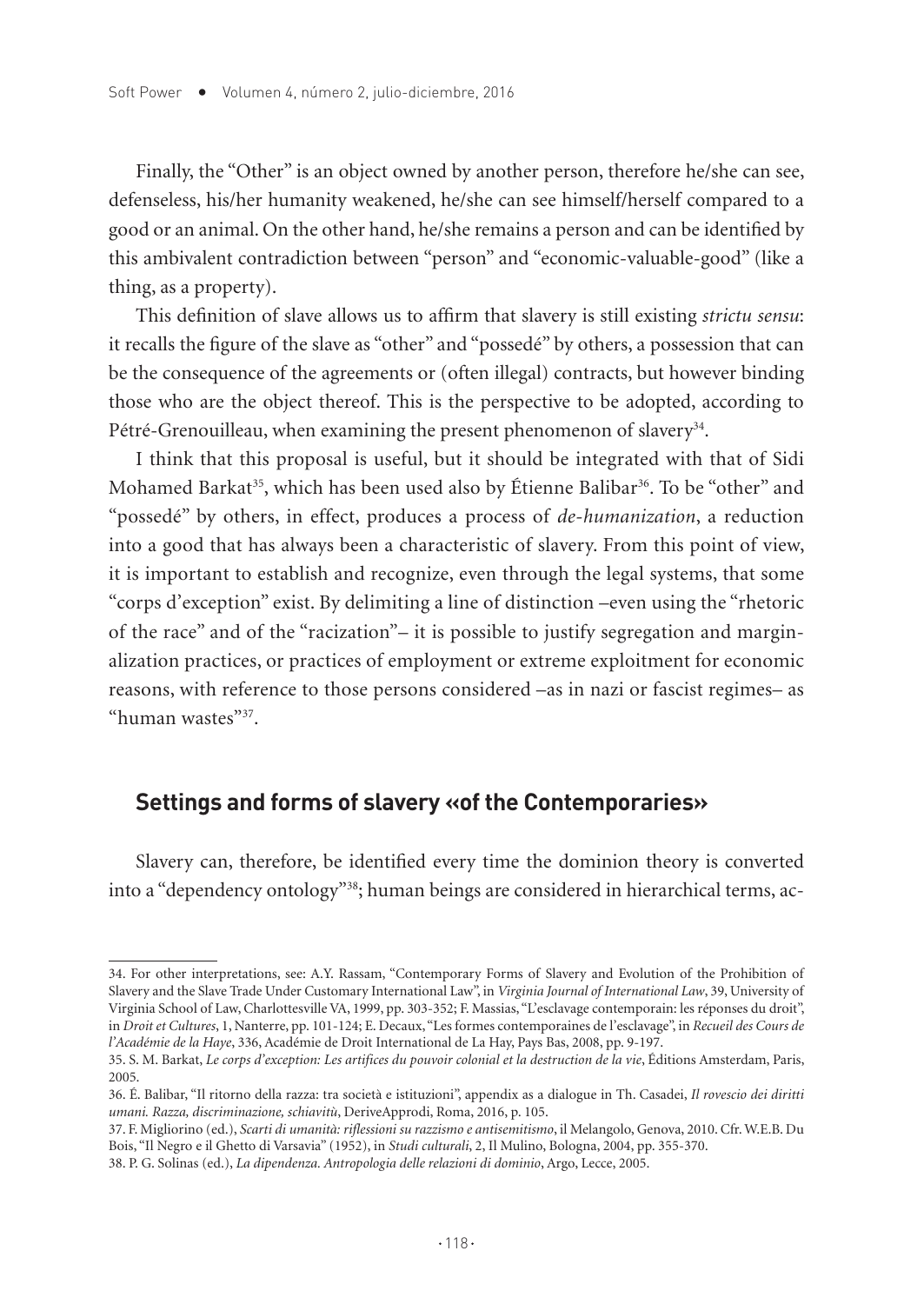Finally, the "Other" is an object owned by another person, therefore he/she can see, defenseless, his/her humanity weakened, he/she can see himself/herself compared to a good or an animal. On the other hand, he/she remains a person and can be identified by this ambivalent contradiction between "person" and "economic-valuable-good" (like a thing, as a property).

This definition of slave allows us to affirm that slavery is still existing *strictu sensu*: it recalls the figure of the slave as "other" and "possedé" by others, a possession that can be the consequence of the agreements or (often illegal) contracts, but however binding those who are the object thereof. This is the perspective to be adopted, according to Pétré-Grenouilleau, when examining the present phenomenon of slavery[34].

I think that this proposal is useful, but it should be integrated with that of Sidi Mohamed Barkat[35], which has been used also by Étienne Balibar[36]. To be "other" and "possedé" by others, in effect, produces a process of *de-humanization*, a reduction into a good that has always been a characteristic of slavery. From this point of view, it is important to establish and recognize, even through the legal systems, that some "corps d'exception" exist. By delimiting a line of distinction –even using the "rhetoric of the race" and of the "racization"– it is possible to justify segregation and marginalization practices, or practices of employment or extreme exploitment for economic reasons, with reference to those persons considered –as in nazi or fascist regimes– as "human wastes"[37].

## Settings and forms of slavery «of the Contemporaries»

Slavery can, therefore, be identified every time the dominion theory is converted into a "dependency ontology"[38]; human beings are considered in hierarchical terms, ac-

---

34. For other interpretations, see: A.Y. Rassam, "Contemporary Forms of Slavery and Evolution of the Prohibition of Slavery and the Slave Trade Under Customary International Law", in *Virginia Journal of International Law*, 39, University of Virginia School of Law, Charlottesville VA, 1999, pp. 303-352; F. Massias, "L'esclavage contemporain: les réponses du droit", in *Droit et Cultures*, 1, Nanterre, pp. 101-124; E. Decaux, "Les formes contemporaines de l'esclavage", in *Recueil des Cours de l'Académie de la Haye*, 336, Académie de Droit International de La Hay, Pays Bas, 2008, pp. 9-197.

35. S. M. Barkat, *Le corps d'exception: Les artifices du pouvoir colonial et la destruction de la vie*, Éditions Amsterdam, Paris, 2005.

36. É. Balibar, "Il ritorno della razza: tra società e istituzioni", appendix as a dialogue in Th. Casadei, *Il rovescio dei diritti umani. Razza, discriminazione, schiavitù*, DeriveApprodi, Roma, 2016, p. 105.

37. F. Migliorino (ed.), *Scarti di umanità: riflessioni su razzismo e antisemitismo*, il Melangolo, Genova, 2010. Cfr. W.E.B. Du Bois, "Il Negro e il Ghetto di Varsavia" (1952), in *Studi culturali*, 2, Il Mulino, Bologna, 2004, pp. 355-370.

38. P. G. Solinas (ed.), *La dipendenza. Antropologia delle relazioni di dominio*, Argo, Lecce, 2005.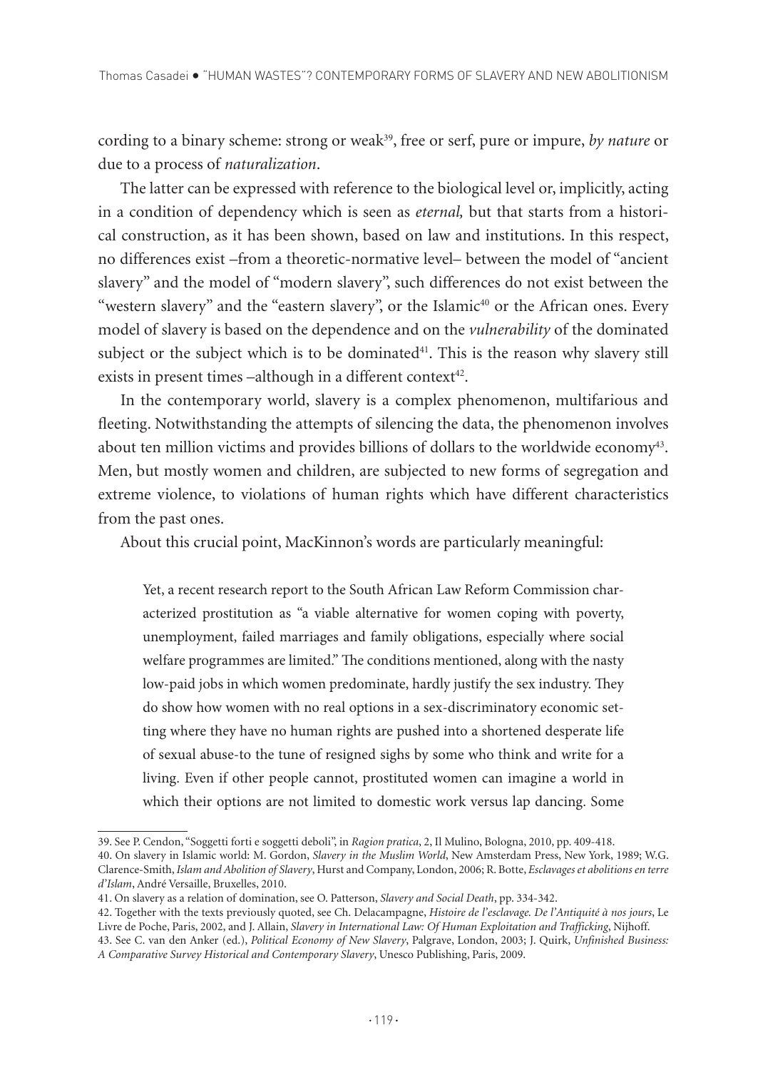cording to a binary scheme: strong or weak[39], free or serf, pure or impure, *by nature* or due to a process of *naturalization*.

The latter can be expressed with reference to the biological level or, implicitly, acting in a condition of dependency which is seen as *eternal,* but that starts from a historical construction, as it has been shown, based on law and institutions. In this respect, no differences exist –from a theoretic-normative level– between the model of "ancient slavery" and the model of "modern slavery", such differences do not exist between the "western slavery" and the "eastern slavery", or the Islamic[40] or the African ones. Every model of slavery is based on the dependence and on the *vulnerability* of the dominated subject or the subject which is to be dominated[41]. This is the reason why slavery still exists in present times –although in a different context[42].

In the contemporary world, slavery is a complex phenomenon, multifarious and fleeting. Notwithstanding the attempts of silencing the data, the phenomenon involves about ten million victims and provides billions of dollars to the worldwide economy[43]. Men, but mostly women and children, are subjected to new forms of segregation and extreme violence, to violations of human rights which have different characteristics from the past ones.

About this crucial point, MacKinnon's words are particularly meaningful:

> Yet, a recent research report to the South African Law Reform Commission characterized prostitution as "a viable alternative for women coping with poverty, unemployment, failed marriages and family obligations, especially where social welfare programmes are limited." The conditions mentioned, along with the nasty low-paid jobs in which women predominate, hardly justify the sex industry. They do show how women with no real options in a sex-discriminatory economic setting where they have no human rights are pushed into a shortened desperate life of sexual abuse-to the tune of resigned sighs by some who think and write for a living. Even if other people cannot, prostituted women can imagine a world in which their options are not limited to domestic work versus lap dancing. Some

---

39. See P. Cendon, "Soggetti forti e soggetti deboli", in *Ragion pratica*, 2, Il Mulino, Bologna, 2010, pp. 409-418.

40. On slavery in Islamic world: M. Gordon, *Slavery in the Muslim World*, New Amsterdam Press, New York, 1989; W.G. Clarence-Smith, *Islam and Abolition of Slavery*, Hurst and Company, London, 2006; R. Botte, *Esclavages et abolitions en terre d'Islam*, André Versaille, Bruxelles, 2010.

41. On slavery as a relation of domination, see O. Patterson, *Slavery and Social Death*, pp. 334-342.

42. Together with the texts previously quoted, see Ch. Delacampagne, *Histoire de l'esclavage. De l'Antiquité à nos jours*, Le Livre de Poche, Paris, 2002, and J. Allain, *Slavery in International Law: Of Human Exploitation and Trafficking*, Nijhoff.

43. See C. van den Anker (ed.), *Political Economy of New Slavery*, Palgrave, London, 2003; J. Quirk, *Unfinished Business: A Comparative Survey Historical and Contemporary Slavery*, Unesco Publishing, Paris, 2009.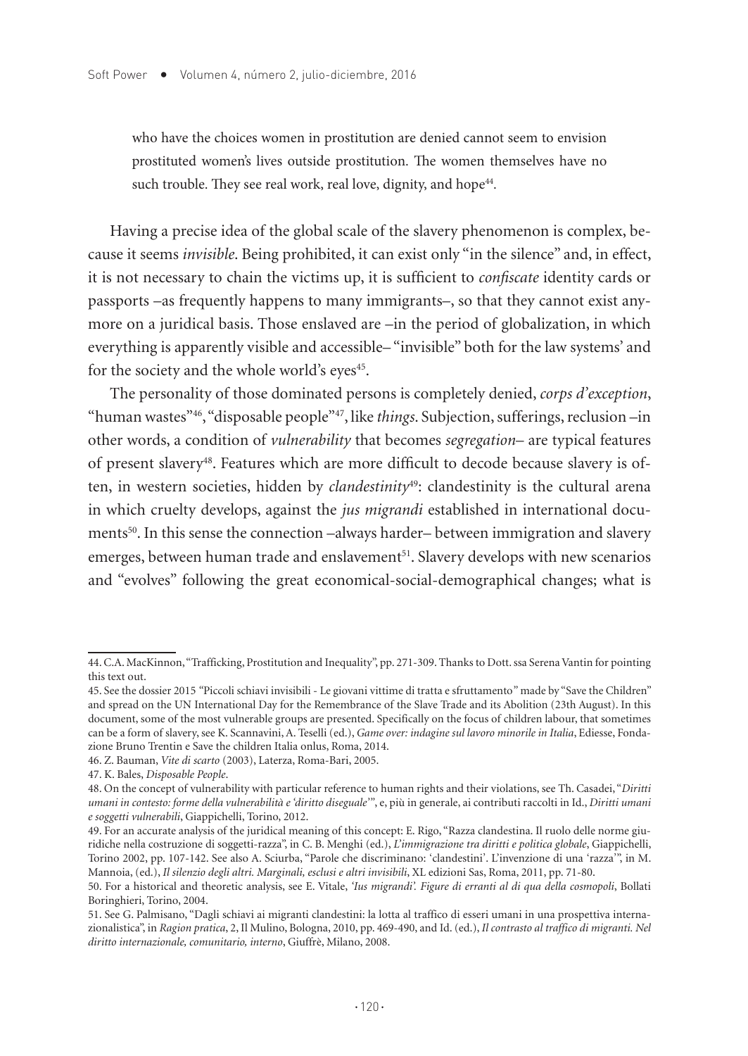> who have the choices women in prostitution are denied cannot seem to envision prostituted women's lives outside prostitution. The women themselves have no such trouble. They see real work, real love, dignity, and hope[44].

Having a precise idea of the global scale of the slavery phenomenon is complex, because it seems *invisible*. Being prohibited, it can exist only "in the silence" and, in effect, it is not necessary to chain the victims up, it is sufficient to *confiscate* identity cards or passports –as frequently happens to many immigrants–, so that they cannot exist anymore on a juridical basis. Those enslaved are –in the period of globalization, in which everything is apparently visible and accessible– "invisible" both for the law systems' and for the society and the whole world's eyes[45].

The personality of those dominated persons is completely denied, *corps d'exception*, "human wastes"[46], "disposable people"[47], like *things*. Subjection, sufferings, reclusion –in other words, a condition of *vulnerability* that becomes *segregation*– are typical features of present slavery[48]. Features which are more difficult to decode because slavery is often, in western societies, hidden by *clandestinity*[49]: clandestinity is the cultural arena in which cruelty develops, against the *jus migrandi* established in international documents[50]. In this sense the connection –always harder– between immigration and slavery emerges, between human trade and enslavement[51]. Slavery develops with new scenarios and "evolves" following the great economical-social-demographical changes; what is

---

44. C.A. MacKinnon, "Trafficking, Prostitution and Inequality", pp. 271-309. Thanks to Dott. ssa Serena Vantin for pointing this text out.

45. See the dossier 2015 "Piccoli schiavi invisibili - Le giovani vittime di tratta e sfruttamento" made by "Save the Children" and spread on the UN International Day for the Remembrance of the Slave Trade and its Abolition (23th August). In this document, some of the most vulnerable groups are presented. Specifically on the focus of children labour, that sometimes can be a form of slavery, see K. Scannavini, A. Teselli (ed.), *Game over: indagine sul lavoro minorile in Italia*, Ediesse, Fondazione Bruno Trentin e Save the children Italia onlus, Roma, 2014.

46. Z. Bauman, *Vite di scarto* (2003), Laterza, Roma-Bari, 2005.

47. K. Bales, *Disposable People*.

48. On the concept of vulnerability with particular reference to human rights and their violations, see Th. Casadei, "*Diritti umani in contesto: forme della vulnerabilità e 'diritto diseguale'*", e, più in generale, ai contributi raccolti in Id., *Diritti umani e soggetti vulnerabili*, Giappichelli, Torino, 2012.

49. For an accurate analysis of the juridical meaning of this concept: E. Rigo, "Razza clandestina. Il ruolo delle norme giuridiche nella costruzione di soggetti-razza", in C. B. Menghi (ed.), *L'immigrazione tra diritti e politica globale*, Giappichelli, Torino 2002, pp. 107-142. See also A. Sciurba, "Parole che discriminano: 'clandestini'. L'invenzione di una 'razza'", in M. Mannoia, (ed.), *Il silenzio degli altri. Marginali, esclusi e altri invisibili*, XL edizioni Sas, Roma, 2011, pp. 71-80.

50. For a historical and theoretic analysis, see E. Vitale, *'Ius migrandi'. Figure di erranti al di qua della cosmopoli*, Bollati Boringhieri, Torino, 2004.

51. See G. Palmisano, "Dagli schiavi ai migranti clandestini: la lotta al traffico di esseri umani in una prospettiva internazionalistica", in *Ragion pratica*, 2, Il Mulino, Bologna, 2010, pp. 469-490, and Id. (ed.), *Il contrasto al traffico di migranti. Nel diritto internazionale, comunitario, interno*, Giuffrè, Milano, 2008.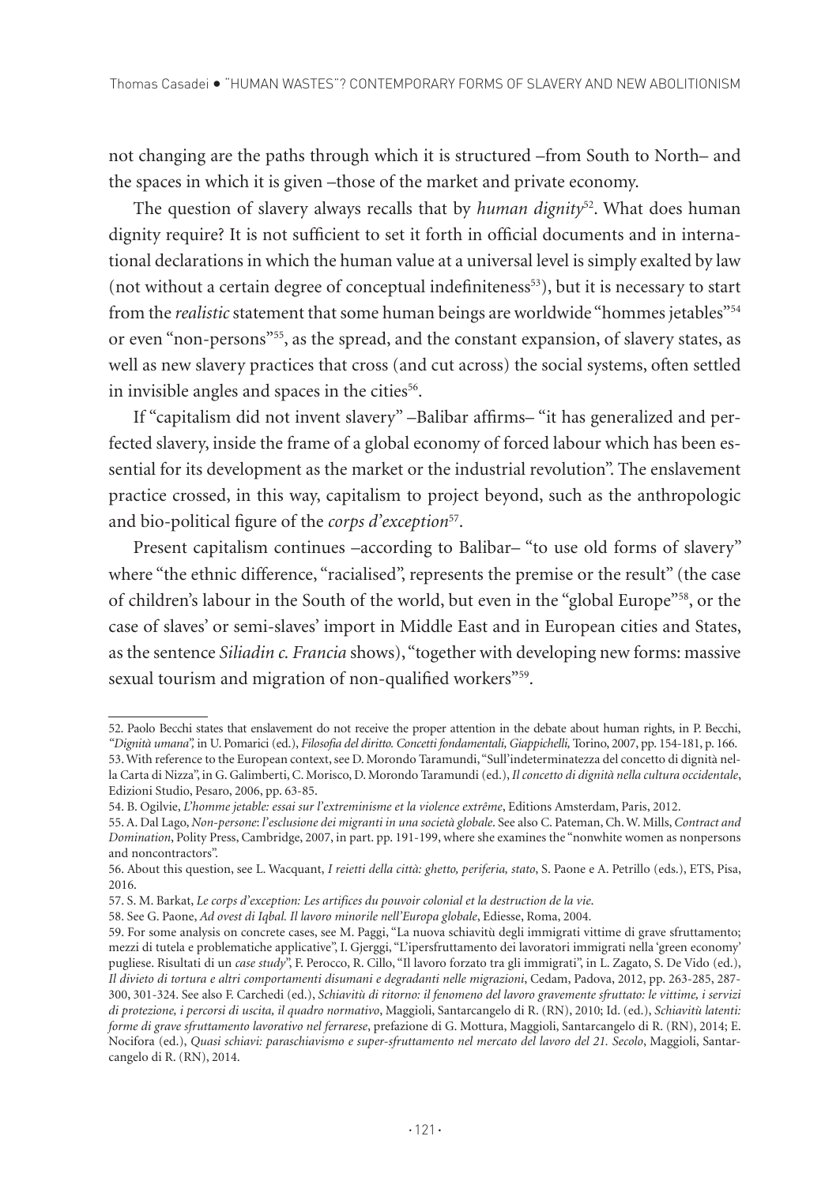not changing are the paths through which it is structured –from South to North– and the spaces in which it is given –those of the market and private economy.

The question of slavery always recalls that by *human dignity*[52]. What does human dignity require? It is not sufficient to set it forth in official documents and in international declarations in which the human value at a universal level is simply exalted by law (not without a certain degree of conceptual indefiniteness[53]), but it is necessary to start from the *realistic* statement that some human beings are worldwide "hommes jetables"[54] or even "non-persons"[55], as the spread, and the constant expansion, of slavery states, as well as new slavery practices that cross (and cut across) the social systems, often settled in invisible angles and spaces in the cities[56].

If "capitalism did not invent slavery" –Balibar affirms– "it has generalized and perfected slavery, inside the frame of a global economy of forced labour which has been essential for its development as the market or the industrial revolution". The enslavement practice crossed, in this way, capitalism to project beyond, such as the anthropologic and bio-political figure of the *corps d'exception*[57].

Present capitalism continues –according to Balibar– "to use old forms of slavery" where "the ethnic difference, "racialised", represents the premise or the result" (the case of children's labour in the South of the world, but even in the "global Europe"[58], or the case of slaves' or semi-slaves' import in Middle East and in European cities and States, as the sentence *Siliadin c. Francia* shows), "together with developing new forms: massive sexual tourism and migration of non-qualified workers"[59].

---

52. Paolo Becchi states that enslavement do not receive the proper attention in the debate about human rights, in P. Becchi, *"Dignità umana"*, in U. Pomarici (ed.), *Filosofia del diritto. Concetti fondamentali, Giappichelli,* Torino, 2007, pp. 154-181, p. 166.

53. With reference to the European context, see D. Morondo Taramundi, "Sull'indeterminatezza del concetto di dignità nella Carta di Nizza", in G. Galimberti, C. Morisco, D. Morondo Taramundi (ed.), *Il concetto di dignità nella cultura occidentale*, Edizioni Studio, Pesaro, 2006, pp. 63-85.

54. B. Ogilvie, *L'homme jetable: essai sur l'extreminisme et la violence extrême*, Editions Amsterdam, Paris, 2012.

55. A. Dal Lago, *Non-persone*: *l'esclusione dei migranti in una società globale*. See also C. Pateman, Ch. W. Mills, *Contract and Domination*, Polity Press, Cambridge, 2007, in part. pp. 191-199, where she examines the "nonwhite women as nonpersons and noncontractors".

56. About this question, see L. Wacquant, *I reietti della città: ghetto, periferia, stato*, S. Paone e A. Petrillo (eds.), ETS, Pisa, 2016.

57. S. M. Barkat, *Le corps d'exception: Les artifices du pouvoir colonial et la destruction de la vie*.

58. See G. Paone, *Ad ovest di Iqbal. Il lavoro minorile nell'Europa globale*, Ediesse, Roma, 2004.

59. For some analysis on concrete cases, see M. Paggi, "La nuova schiavitù degli immigrati vittime di grave sfruttamento; mezzi di tutela e problematiche applicative", I. Gjerggi, "L'ipersfruttamento dei lavoratori immigrati nella 'green economy' pugliese. Risultati di un *case study*", F. Perocco, R. Cillo, "Il lavoro forzato tra gli immigrati", in L. Zagato, S. De Vido (ed.), *Il divieto di tortura e altri comportamenti disumani e degradanti nelle migrazioni*, Cedam, Padova, 2012, pp. 263-285, 287-300, 301-324. See also F. Carchedi (ed.), *Schiavitù di ritorno: il fenomeno del lavoro gravemente sfruttato: le vittime, i servizi di protezione, i percorsi di uscita, il quadro normativo*, Maggioli, Santarcangelo di R. (RN), 2010; Id. (ed.), *Schiavitù latenti: forme di grave sfruttamento lavorativo nel ferrarese*, prefazione di G. Mottura, Maggioli, Santarcangelo di R. (RN), 2014; E. Nocifora (ed.), *Quasi schiavi: paraschiavismo e super-sfruttamento nel mercato del lavoro del 21. Secolo*, Maggioli, Santarcangelo di R. (RN), 2014.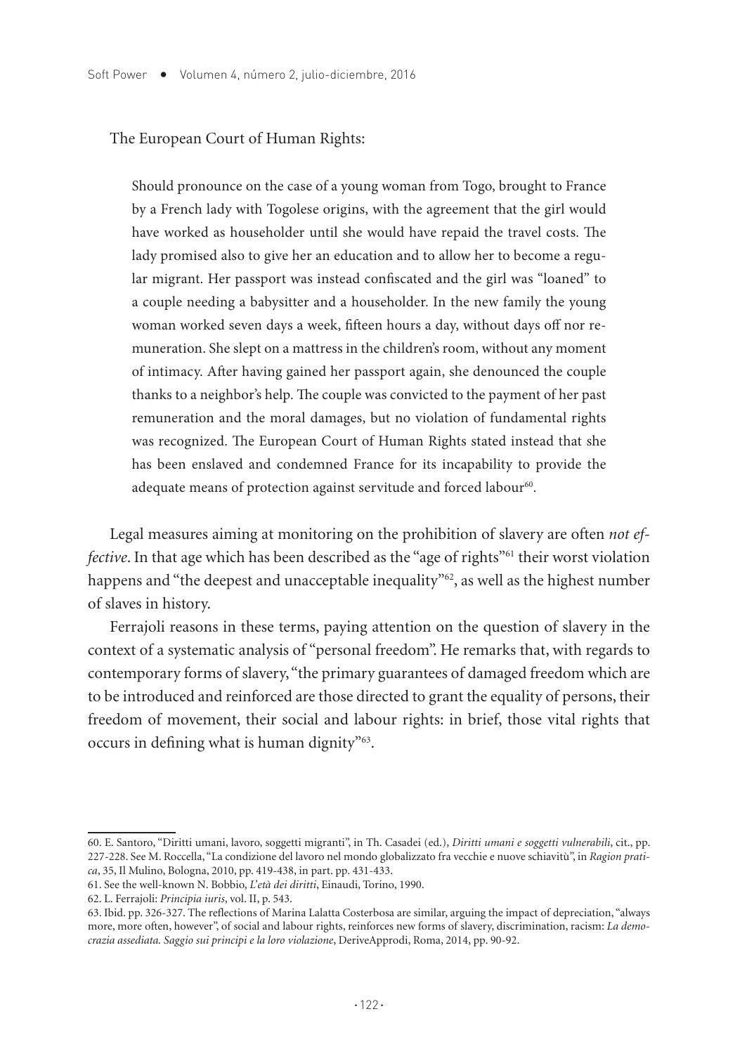The European Court of Human Rights:

> Should pronounce on the case of a young woman from Togo, brought to France by a French lady with Togolese origins, with the agreement that the girl would have worked as householder until she would have repaid the travel costs. The lady promised also to give her an education and to allow her to become a regular migrant. Her passport was instead confiscated and the girl was "loaned" to a couple needing a babysitter and a householder. In the new family the young woman worked seven days a week, fifteen hours a day, without days off nor remuneration. She slept on a mattress in the children's room, without any moment of intimacy. After having gained her passport again, she denounced the couple thanks to a neighbor's help. The couple was convicted to the payment of her past remuneration and the moral damages, but no violation of fundamental rights was recognized. The European Court of Human Rights stated instead that she has been enslaved and condemned France for its incapability to provide the adequate means of protection against servitude and forced labour[60].

Legal measures aiming at monitoring on the prohibition of slavery are often *not effective*. In that age which has been described as the "age of rights"[61] their worst violation happens and "the deepest and unacceptable inequality"[62], as well as the highest number of slaves in history.

Ferrajoli reasons in these terms, paying attention on the question of slavery in the context of a systematic analysis of "personal freedom". He remarks that, with regards to contemporary forms of slavery, "the primary guarantees of damaged freedom which are to be introduced and reinforced are those directed to grant the equality of persons, their freedom of movement, their social and labour rights: in brief, those vital rights that occurs in defining what is human dignity"[63].

---

60. E. Santoro, "Diritti umani, lavoro, soggetti migranti", in Th. Casadei (ed.), *Diritti umani e soggetti vulnerabili*, cit., pp. 227-228. See M. Roccella, "La condizione del lavoro nel mondo globalizzato fra vecchie e nuove schiavitù", in *Ragion pratica*, 35, Il Mulino, Bologna, 2010, pp. 419-438, in part. pp. 431-433.

61. See the well-known N. Bobbio, *L'età dei diritti*, Einaudi, Torino, 1990.

62. L. Ferrajoli: *Principia iuris*, vol. II, p. 543.

63. Ibid. pp. 326-327. The reflections of Marina Lalatta Costerbosa are similar, arguing the impact of depreciation, "always more, more often, however", of social and labour rights, reinforces new forms of slavery, discrimination, racism: *La democrazia assediata. Saggio sui principi e la loro violazione*, DeriveApprodi, Roma, 2014, pp. 90-92.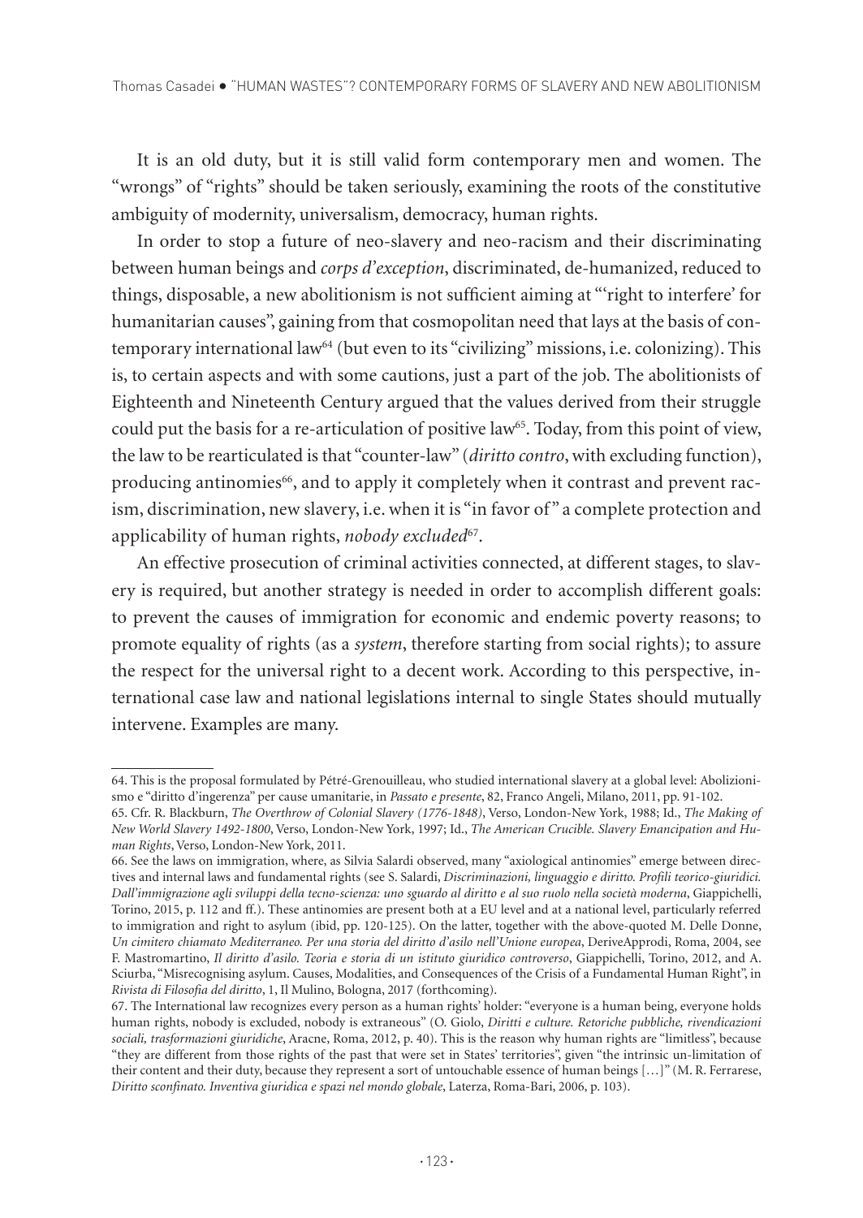It is an old duty, but it is still valid form contemporary men and women. The "wrongs" of "rights" should be taken seriously, examining the roots of the constitutive ambiguity of modernity, universalism, democracy, human rights.

In order to stop a future of neo-slavery and neo-racism and their discriminating between human beings and *corps d'exception*, discriminated, de-humanized, reduced to things, disposable, a new abolitionism is not sufficient aiming at "'right to interfere' for humanitarian causes", gaining from that cosmopolitan need that lays at the basis of contemporary international law[64] (but even to its "civilizing" missions, i.e. colonizing). This is, to certain aspects and with some cautions, just a part of the job. The abolitionists of Eighteenth and Nineteenth Century argued that the values derived from their struggle could put the basis for a re-articulation of positive law[65]. Today, from this point of view, the law to be rearticulated is that "counter-law" (*diritto contro*, with excluding function), producing antinomies[66], and to apply it completely when it contrast and prevent racism, discrimination, new slavery, i.e. when it is "in favor of" a complete protection and applicability of human rights, *nobody excluded*[67].

An effective prosecution of criminal activities connected, at different stages, to slavery is required, but another strategy is needed in order to accomplish different goals: to prevent the causes of immigration for economic and endemic poverty reasons; to promote equality of rights (as a *system*, therefore starting from social rights); to assure the respect for the universal right to a decent work. According to this perspective, international case law and national legislations internal to single States should mutually intervene. Examples are many.

---

64. This is the proposal formulated by Pétré-Grenouilleau, who studied international slavery at a global level: Abolizionismo e "diritto d'ingerenza" per cause umanitarie, in *Passato e presente*, 82, Franco Angeli, Milano, 2011, pp. 91-102.

65. Cfr. R. Blackburn, *The Overthrow of Colonial Slavery (1776-1848)*, Verso, London-New York, 1988; Id., *The Making of New World Slavery 1492-1800*, Verso, London-New York, 1997; Id., *The American Crucible. Slavery Emancipation and Human Rights*, Verso, London-New York, 2011.

66. See the laws on immigration, where, as Silvia Salardi observed, many "axiological antinomies" emerge between directives and internal laws and fundamental rights (see S. Salardi, *Discriminazioni, linguaggio e diritto. Profili teorico-giuridici. Dall'immigrazione agli sviluppi della tecno-scienza: uno sguardo al diritto e al suo ruolo nella società moderna*, Giappichelli, Torino, 2015, p. 112 and ff.). These antinomies are present both at a EU level and at a national level, particularly referred to immigration and right to asylum (ibid, pp. 120-125). On the latter, together with the above-quoted M. Delle Donne, *Un cimitero chiamato Mediterraneo. Per una storia del diritto d'asilo nell'Unione europea*, DeriveApprodi, Roma, 2004, see F. Mastromartino, *Il diritto d'asilo. Teoria e storia di un istituto giuridico controverso*, Giappichelli, Torino, 2012, and A. Sciurba, "Misrecognising asylum. Causes, Modalities, and Consequences of the Crisis of a Fundamental Human Right", in *Rivista di Filosofia del diritto*, 1, Il Mulino, Bologna, 2017 (forthcoming).

67. The International law recognizes every person as a human rights' holder: "everyone is a human being, everyone holds human rights, nobody is excluded, nobody is extraneous" (O. Giolo, *Diritti e culture. Retoriche pubbliche, rivendicazioni sociali, trasformazioni giuridiche*, Aracne, Roma, 2012, p. 40). This is the reason why human rights are "limitless", because "they are different from those rights of the past that were set in States' territories", given "the intrinsic un-limitation of their content and their duty, because they represent a sort of untouchable essence of human beings […]" (M. R. Ferrarese, *Diritto sconfinato. Inventiva giuridica e spazi nel mondo globale*, Laterza, Roma-Bari, 2006, p. 103).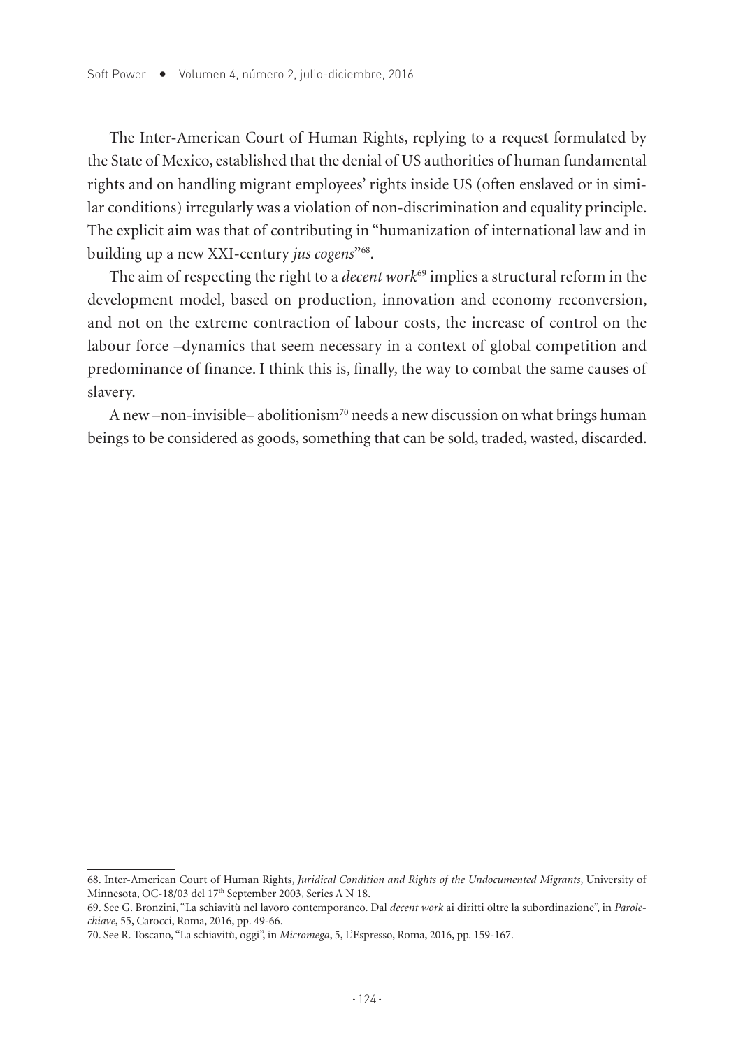The Inter-American Court of Human Rights, replying to a request formulated by the State of Mexico, established that the denial of US authorities of human fundamental rights and on handling migrant employees' rights inside US (often enslaved or in similar conditions) irregularly was a violation of non-discrimination and equality principle. The explicit aim was that of contributing in "humanization of international law and in building up a new XXI-century *jus cogens*"[68].

The aim of respecting the right to a *decent work*[69] implies a structural reform in the development model, based on production, innovation and economy reconversion, and not on the extreme contraction of labour costs, the increase of control on the labour force –dynamics that seem necessary in a context of global competition and predominance of finance. I think this is, finally, the way to combat the same causes of slavery.

A new –non-invisible– abolitionism[70] needs a new discussion on what brings human beings to be considered as goods, something that can be sold, traded, wasted, discarded.

---

68. Inter-American Court of Human Rights, *Juridical Condition and Rights of the Undocumented Migrants*, University of Minnesota, OC-18/03 del 17th September 2003, Series A N 18.

69. See G. Bronzini, "La schiavitù nel lavoro contemporaneo. Dal *decent work* ai diritti oltre la subordinazione", in *Parolechiave*, 55, Carocci, Roma, 2016, pp. 49-66.

70. See R. Toscano, "La schiavitù, oggi", in *Micromega*, 5, L'Espresso, Roma, 2016, pp. 159-167.